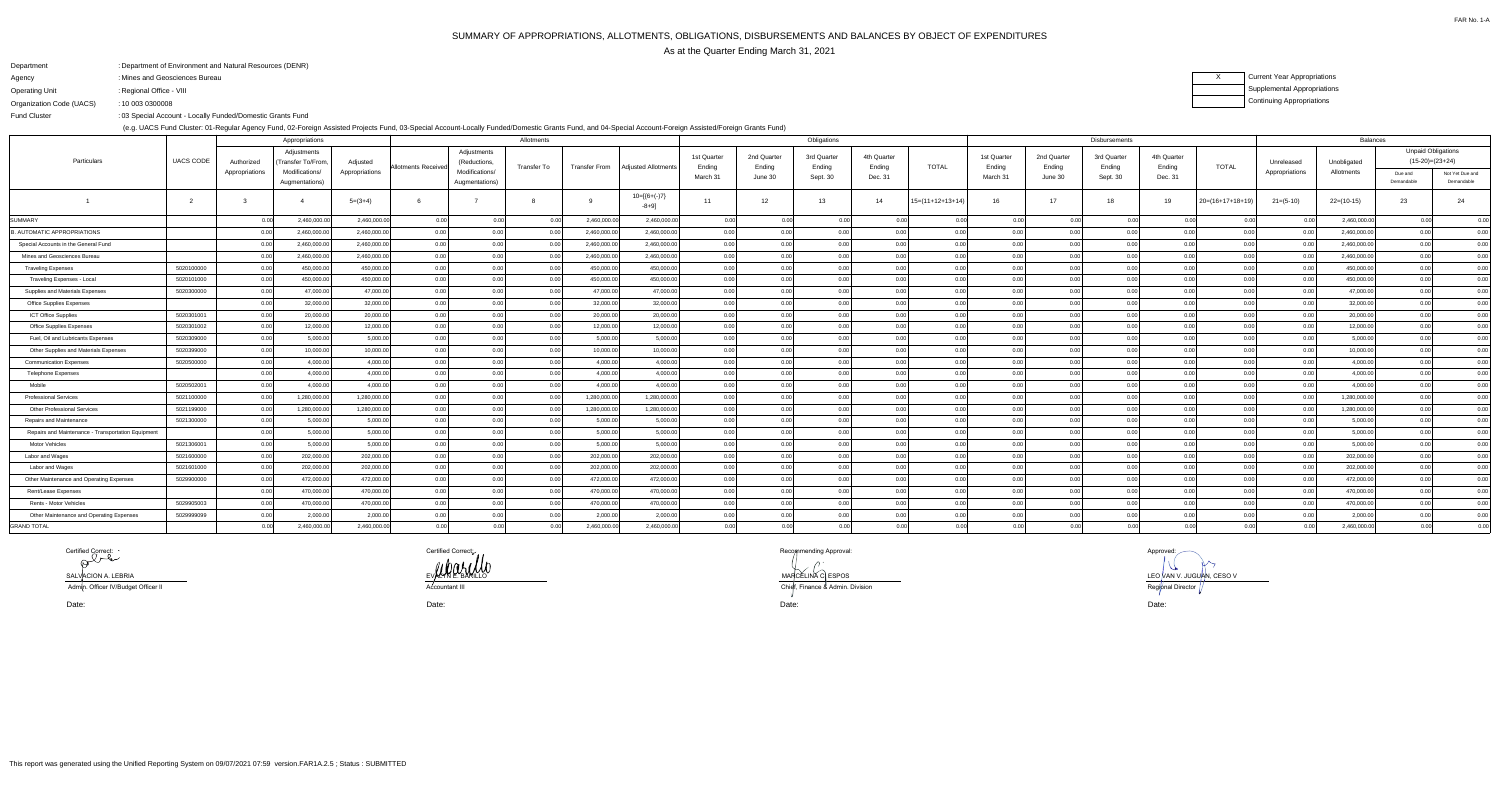FAR No. 1-A

# SUMMARY OF APPROPRIATIONS, ALLOTMENTS, OBLIGATIONS, DISBURSEMENTS AND BALANCES BY OBJECT OF EXPENDITURES

As at the Quarter Ending March 31, 2021

Department : Department of Environment and Natural Resources (DENR)

Agency : Mines and Geosciences Bureau

Operating Unit : Regional Office - VIII

Organization Code (UACS) : 10 003 0300008

Fund Cluster : 03 Special Account - Locally Funded/Domestic Grants Fund

(e.g. UACS Fund Cluster: 01-Regular Agency Fund, 02-Foreign Assisted Projects Fund, 03-Special Account-Locally Funded/Domestic Grants Fund, and 04-Special Account-Foreign Assisted/Foreign Grants Fund)

| X | Current Year Appropriations |
|---|---|
| | Supplemental Appropriations |
| | Continuing Appropriations |

| Particulars | UACS CODE | Appropriations | | | Allotments | | | | | Obligations | | | | | Disbursements | | | | | Balances | | | |
|---|---|---|---|---|---|---|---|---|---|---|---|---|---|---|---|---|---|---|---|---|---|---|---|
| | | Authorized Appropriations | Adjustments (Transfer To/From, Modifications/ Augmentations) | Adjusted Appropriations | Allotments Received | Adjustments (Reductions, Modifications/ Augmentations) | Transfer To | Transfer From | Adjusted Allotments | 1st Quarter Ending March 31 | 2nd Quarter Ending June 30 | 3rd Quarter Ending Sept. 30 | 4th Quarter Ending Dec. 31 | TOTAL | 1st Quarter Ending March 31 | 2nd Quarter Ending June 30 | 3rd Quarter Ending Sept. 30 | 4th Quarter Ending Dec. 31 | TOTAL | Unreleased Appropriations | Unobligated Allotments | Unpaid Obligations (15-20)=(23+24) | |
| | | | | | | | | | | | | | | | | | | | | | | Due and Demandable | Not Yet Due and Demandable |
| 1 | 2 | 3 | 4 | 5=(3+4) | 6 | 7 | 8 | 9 | 10=[{6+(-)7}-8+9] | 11 | 12 | 13 | 14 | 15=(11+12+13+14) | 16 | 17 | 18 | 19 | 20=(16+17+18+19) | 21=(5-10) | 22=(10-15) | 23 | 24 |
| SUMMARY | | 0.00 | 2,460,000.00 | 2,460,000.00 | 0.00 | 0.00 | 0.00 | 2,460,000.00 | 2,460,000.00 | 0.00 | 0.00 | 0.00 | 0.00 | 0.00 | 0.00 | 0.00 | 0.00 | 0.00 | 0.00 | 0.00 | 2,460,000.00 | 0.00 | 0.00 |
| B. AUTOMATIC APPROPRIATIONS | | 0.00 | 2,460,000.00 | 2,460,000.00 | 0.00 | 0.00 | 0.00 | 2,460,000.00 | 2,460,000.00 | 0.00 | 0.00 | 0.00 | 0.00 | 0.00 | 0.00 | 0.00 | 0.00 | 0.00 | 0.00 | 0.00 | 2,460,000.00 | 0.00 | 0.00 |
| Special Accounts in the General Fund | | 0.00 | 2,460,000.00 | 2,460,000.00 | 0.00 | 0.00 | 0.00 | 2,460,000.00 | 2,460,000.00 | 0.00 | 0.00 | 0.00 | 0.00 | 0.00 | 0.00 | 0.00 | 0.00 | 0.00 | 0.00 | 0.00 | 2,460,000.00 | 0.00 | 0.00 |
| Mines and Geosciences Bureau | | 0.00 | 2,460,000.00 | 2,460,000.00 | 0.00 | 0.00 | 0.00 | 2,460,000.00 | 2,460,000.00 | 0.00 | 0.00 | 0.00 | 0.00 | 0.00 | 0.00 | 0.00 | 0.00 | 0.00 | 0.00 | 0.00 | 2,460,000.00 | 0.00 | 0.00 |
| Traveling Expenses | 5020100000 | 0.00 | 450,000.00 | 450,000.00 | 0.00 | 0.00 | 0.00 | 450,000.00 | 450,000.00 | 0.00 | 0.00 | 0.00 | 0.00 | 0.00 | 0.00 | 0.00 | 0.00 | 0.00 | 0.00 | 0.00 | 450,000.00 | 0.00 | 0.00 |
| Traveling Expenses - Local | 5020101000 | 0.00 | 450,000.00 | 450,000.00 | 0.00 | 0.00 | 0.00 | 450,000.00 | 450,000.00 | 0.00 | 0.00 | 0.00 | 0.00 | 0.00 | 0.00 | 0.00 | 0.00 | 0.00 | 0.00 | 0.00 | 450,000.00 | 0.00 | 0.00 |
| Supplies and Materials Expenses | 5020300000 | 0.00 | 47,000.00 | 47,000.00 | 0.00 | 0.00 | 0.00 | 47,000.00 | 47,000.00 | 0.00 | 0.00 | 0.00 | 0.00 | 0.00 | 0.00 | 0.00 | 0.00 | 0.00 | 0.00 | 0.00 | 47,000.00 | 0.00 | 0.00 |
| Office Supplies Expenses | | 0.00 | 32,000.00 | 32,000.00 | 0.00 | 0.00 | 0.00 | 32,000.00 | 32,000.00 | 0.00 | 0.00 | 0.00 | 0.00 | 0.00 | 0.00 | 0.00 | 0.00 | 0.00 | 0.00 | 0.00 | 32,000.00 | 0.00 | 0.00 |
| ICT Office Supplies | 5020301001 | 0.00 | 20,000.00 | 20,000.00 | 0.00 | 0.00 | 0.00 | 20,000.00 | 20,000.00 | 0.00 | 0.00 | 0.00 | 0.00 | 0.00 | 0.00 | 0.00 | 0.00 | 0.00 | 0.00 | 0.00 | 20,000.00 | 0.00 | 0.00 |
| Office Supplies Expenses | 5020301002 | 0.00 | 12,000.00 | 12,000.00 | 0.00 | 0.00 | 0.00 | 12,000.00 | 12,000.00 | 0.00 | 0.00 | 0.00 | 0.00 | 0.00 | 0.00 | 0.00 | 0.00 | 0.00 | 0.00 | 0.00 | 12,000.00 | 0.00 | 0.00 |
| Fuel, Oil and Lubricants Expenses | 5020309000 | 0.00 | 5,000.00 | 5,000.00 | 0.00 | 0.00 | 0.00 | 5,000.00 | 5,000.00 | 0.00 | 0.00 | 0.00 | 0.00 | 0.00 | 0.00 | 0.00 | 0.00 | 0.00 | 0.00 | 0.00 | 5,000.00 | 0.00 | 0.00 |
| Other Supplies and Materials Expenses | 5020399000 | 0.00 | 10,000.00 | 10,000.00 | 0.00 | 0.00 | 0.00 | 10,000.00 | 10,000.00 | 0.00 | 0.00 | 0.00 | 0.00 | 0.00 | 0.00 | 0.00 | 0.00 | 0.00 | 0.00 | 0.00 | 10,000.00 | 0.00 | 0.00 |
| Communication Expenses | 5020500000 | 0.00 | 4,000.00 | 4,000.00 | 0.00 | 0.00 | 0.00 | 4,000.00 | 4,000.00 | 0.00 | 0.00 | 0.00 | 0.00 | 0.00 | 0.00 | 0.00 | 0.00 | 0.00 | 0.00 | 0.00 | 4,000.00 | 0.00 | 0.00 |
| Telephone Expenses | | 0.00 | 4,000.00 | 4,000.00 | 0.00 | 0.00 | 0.00 | 4,000.00 | 4,000.00 | 0.00 | 0.00 | 0.00 | 0.00 | 0.00 | 0.00 | 0.00 | 0.00 | 0.00 | 0.00 | 0.00 | 4,000.00 | 0.00 | 0.00 |
| Mobile | 5020502001 | 0.00 | 4,000.00 | 4,000.00 | 0.00 | 0.00 | 0.00 | 4,000.00 | 4,000.00 | 0.00 | 0.00 | 0.00 | 0.00 | 0.00 | 0.00 | 0.00 | 0.00 | 0.00 | 0.00 | 0.00 | 4,000.00 | 0.00 | 0.00 |
| Professional Services | 5021100000 | 0.00 | 1,280,000.00 | 1,280,000.00 | 0.00 | 0.00 | 0.00 | 1,280,000.00 | 1,280,000.00 | 0.00 | 0.00 | 0.00 | 0.00 | 0.00 | 0.00 | 0.00 | 0.00 | 0.00 | 0.00 | 0.00 | 1,280,000.00 | 0.00 | 0.00 |
| Other Professional Services | 5021199000 | 0.00 | 1,280,000.00 | 1,280,000.00 | 0.00 | 0.00 | 0.00 | 1,280,000.00 | 1,280,000.00 | 0.00 | 0.00 | 0.00 | 0.00 | 0.00 | 0.00 | 0.00 | 0.00 | 0.00 | 0.00 | 0.00 | 1,280,000.00 | 0.00 | 0.00 |
| Repairs and Maintenance | 5021300000 | 0.00 | 5,000.00 | 5,000.00 | 0.00 | 0.00 | 0.00 | 5,000.00 | 5,000.00 | 0.00 | 0.00 | 0.00 | 0.00 | 0.00 | 0.00 | 0.00 | 0.00 | 0.00 | 0.00 | 0.00 | 5,000.00 | 0.00 | 0.00 |
| Repairs and Maintenance - Transportation Equipment | | 0.00 | 5,000.00 | 5,000.00 | 0.00 | 0.00 | 0.00 | 5,000.00 | 5,000.00 | 0.00 | 0.00 | 0.00 | 0.00 | 0.00 | 0.00 | 0.00 | 0.00 | 0.00 | 0.00 | 0.00 | 5,000.00 | 0.00 | 0.00 |
| Motor Vehicles | 5021306001 | 0.00 | 5,000.00 | 5,000.00 | 0.00 | 0.00 | 0.00 | 5,000.00 | 5,000.00 | 0.00 | 0.00 | 0.00 | 0.00 | 0.00 | 0.00 | 0.00 | 0.00 | 0.00 | 0.00 | 0.00 | 5,000.00 | 0.00 | 0.00 |
| Labor and Wages | 5021600000 | 0.00 | 202,000.00 | 202,000.00 | 0.00 | 0.00 | 0.00 | 202,000.00 | 202,000.00 | 0.00 | 0.00 | 0.00 | 0.00 | 0.00 | 0.00 | 0.00 | 0.00 | 0.00 | 0.00 | 0.00 | 202,000.00 | 0.00 | 0.00 |
| Labor and Wages | 5021601000 | 0.00 | 202,000.00 | 202,000.00 | 0.00 | 0.00 | 0.00 | 202,000.00 | 202,000.00 | 0.00 | 0.00 | 0.00 | 0.00 | 0.00 | 0.00 | 0.00 | 0.00 | 0.00 | 0.00 | 0.00 | 202,000.00 | 0.00 | 0.00 |
| Other Maintenance and Operating Expenses | 5029900000 | 0.00 | 472,000.00 | 472,000.00 | 0.00 | 0.00 | 0.00 | 472,000.00 | 472,000.00 | 0.00 | 0.00 | 0.00 | 0.00 | 0.00 | 0.00 | 0.00 | 0.00 | 0.00 | 0.00 | 0.00 | 472,000.00 | 0.00 | 0.00 |
| Rent/Lease Expenses | | 0.00 | 470,000.00 | 470,000.00 | 0.00 | 0.00 | 0.00 | 470,000.00 | 470,000.00 | 0.00 | 0.00 | 0.00 | 0.00 | 0.00 | 0.00 | 0.00 | 0.00 | 0.00 | 0.00 | 0.00 | 470,000.00 | 0.00 | 0.00 |
| Rents - Motor Vehicles | 5029905003 | 0.00 | 470,000.00 | 470,000.00 | 0.00 | 0.00 | 0.00 | 470,000.00 | 470,000.00 | 0.00 | 0.00 | 0.00 | 0.00 | 0.00 | 0.00 | 0.00 | 0.00 | 0.00 | 0.00 | 0.00 | 470,000.00 | 0.00 | 0.00 |
| Other Maintenance and Operating Expenses | 5029999099 | 0.00 | 2,000.00 | 2,000.00 | 0.00 | 0.00 | 0.00 | 2,000.00 | 2,000.00 | 0.00 | 0.00 | 0.00 | 0.00 | 0.00 | 0.00 | 0.00 | 0.00 | 0.00 | 0.00 | 0.00 | 2,000.00 | 0.00 | 0.00 |
| GRAND TOTAL | | 0.00 | 2,460,000.00 | 2,460,000.00 | 0.00 | 0.00 | 0.00 | 2,460,000.00 | 2,460,000.00 | 0.00 | 0.00 | 0.00 | 0.00 | 0.00 | 0.00 | 0.00 | 0.00 | 0.00 | 0.00 | 0.00 | 2,460,000.00 | 0.00 | 0.00 |

| Certified Correct: | Certified Correct: | Recommending Approval: | Approved: |
|---|---|---|---|
| SALVACION A. LEBRIA | EVELYN E. BARILLO | MARCELINA C. ESPOS | LEO VAN V. JUGUAN, CESO V |
| Admin. Officer IV/Budget Officer II | Accountant III | Chief, Finance & Admin. Division | Regional Director |
| Date: | Date: | Date: | Date: |

This report was generated using the Unified Reporting System on 09/07/2021 07:59 version.FAR1A.2.5 ; Status : SUBMITTED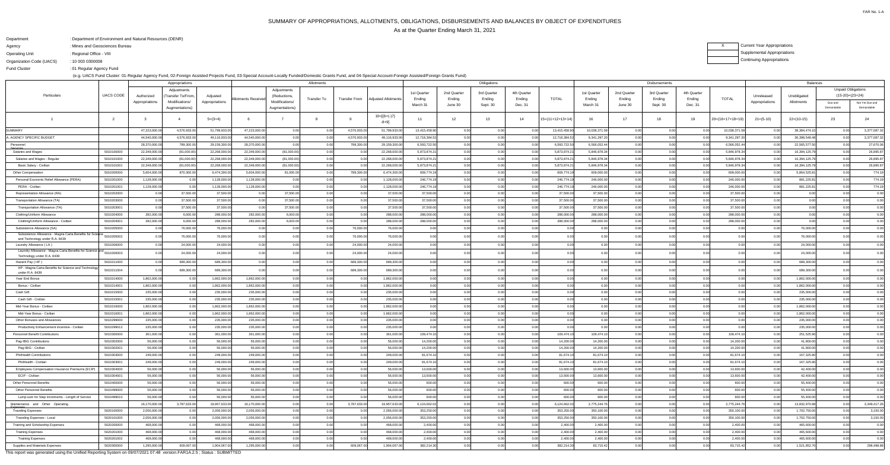FAR No. 1-A

# SUMMARY OF APPROPRIATIONS, ALLOTMENTS, OBLIGATIONS, DISBURSEMENTS AND BALANCES BY OBJECT OF EXPENDITURES

As at the Quarter Ending March 31, 2021

Department : Department of Environment and Natural Resources (DENR)
Agency : Mines and Geosciences Bureau
Operating Unit : Regional Office - VIII
Organization Code (UACS) : 10 003 0300008
Fund Cluster : 01 Regular Agency Fund

(e.g. UACS Fund Cluster: 01-Regular Agency Fund, 02-Foreign Assisted Projects Fund, 03-Special Account-Locally Funded/Domestic Grants Fund, and 04-Special Account-Foreign Assisted/Foreign Grants Fund)

X Current Year Appropriations
Supplemental Appropriations
Continuing Appropriations

| Particulars | UACS CODE | Appropriations | | | Allotments | | | | | Obligations | | | | | Disbursements | | | | | Balances | | | |
|---|---|---|---|---|---|---|---|---|---|---|---|---|---|---|---|---|---|---|---|---|---|---|---|
| | | Authorized Appropriations | Adjustments (Transfer To/From, Modifications/ Augmentations) | Adjusted Appropriations | Allotments Received | Adjustments (Reductions, Modifications/ Augmentations) | Transfer To | Transfer From | Adjusted Allotments | 1st Quarter Ending March 31 | 2nd Quarter Ending June 30 | 3rd Quarter Ending Sept. 30 | 4th Quarter Ending Dec. 31 | TOTAL | 1st Quarter Ending March 31 | 2nd Quarter Ending June 30 | 3rd Quarter Ending Sept. 30 | 4th Quarter Ending Dec. 31 | TOTAL | Unreleased Appropriations | Unobligated Allotments | Unpaid Obligations (15-20)=(23+24) Due and Demandable | Not Yet Due and Demandable |
| 1 | 2 | 3 | 4 | 5=(3+4) | 6 | 7 | 8 | 9 | 10=[{6+(-)7}-8+9] | 11 | 12 | 13 | 14 | 15=(11+12+13+14) | 16 | 17 | 18 | 19 | 20=(16+17+18+19) | 21=(5-10) | 22=(10-15) | 23 | 24 |
| SUMMARY | | 47,223,000.00 | 4,576,933.00 | 51,799,933.00 | 47,223,000.00 | 0.00 | 0.00 | 4,576,933.00 | 51,799,933.00 | 13,415,458.90 | 0.00 | 0.00 | 0.00 | 13,415,458.90 | 10,038,371.58 | 0.00 | 0.00 | 0.00 | 10,038,371.58 | 0.00 | 38,384,474.10 | 0.00 | 3,377,087.32 |
| A. AGENCY SPECIFIC BUDGET | | 44,540,000.00 | 4,576,933.00 | 49,116,933.00 | 44,540,000.00 | 0.00 | 0.00 | 4,576,933.00 | 49,116,933.00 | 12,718,384.52 | 0.00 | 0.00 | 0.00 | 12,718,384.52 | 9,341,297.20 | 0.00 | 0.00 | 0.00 | 9,341,297.20 | 0.00 | 36,398,548.48 | 0.00 | 3,377,087.32 |
| Personnel Services | | 28,370,000.00 | 789,300.00 | 29,159,300.00 | 28,370,000.00 | 0.00 | 0.00 | 789,300.00 | 29,159,300.00 | 6,593,722.50 | 0.00 | 0.00 | 0.00 | 6,593,722.50 | 6,566,052.44 | 0.00 | 0.00 | 0.00 | 6,566,052.44 | 0.00 | 22,565,577.50 | 0.00 | 27,670.06 |
| Salaries and Wages | 5010100000 | 22,349,000.00 | (81,000.00) | 22,268,000.00 | 22,349,000.00 | (81,000.00) | 0.00 | 0.00 | 22,268,000.00 | 5,873,874.21 | 0.00 | 0.00 | 0.00 | 5,873,874.21 | 5,846,978.34 | 0.00 | 0.00 | 0.00 | 5,846,978.34 | 0.00 | 16,394,125.79 | 0.00 | 26,895.87 |
| Salaries and Wages - Regular | 5010101000 | 22,349,000.00 | (81,000.00) | 22,268,000.00 | 22,349,000.00 | (81,000.00) | 0.00 | 0.00 | 22,268,000.00 | 5,873,874.21 | 0.00 | 0.00 | 0.00 | 5,873,874.21 | 5,846,978.34 | 0.00 | 0.00 | 0.00 | 5,846,978.34 | 0.00 | 16,394,125.79 | 0.00 | 26,895.87 |
| Basic Salary - Civilian | 5010101001 | 22,349,000.00 | (81,000.00) | 22,268,000.00 | 22,349,000.00 | (81,000.00) | 0.00 | 0.00 | 22,268,000.00 | 5,873,874.21 | 0.00 | 0.00 | 0.00 | 5,873,874.21 | 5,846,978.34 | 0.00 | 0.00 | 0.00 | 5,846,978.34 | 0.00 | 16,394,125.79 | 0.00 | 26,895.87 |
| Other Compensation | 5010200000 | 5,604,000.00 | 870,300.00 | 6,474,300.00 | 5,604,000.00 | 81,000.00 | 0.00 | 789,300.00 | 6,474,300.00 | 609,774.19 | 0.00 | 0.00 | 0.00 | 609,774.19 | 609,000.00 | 0.00 | 0.00 | 0.00 | 609,000.00 | 0.00 | 5,864,525.81 | 0.00 | 774.19 |
| Personal Economic Relief Allowance (PERA) | 5010201000 | 1,128,000.00 | 0.00 | 1,128,000.00 | 1,128,000.00 | 0.00 | 0.00 | 0.00 | 1,128,000.00 | 246,774.19 | 0.00 | 0.00 | 0.00 | 246,774.19 | 246,000.00 | 0.00 | 0.00 | 0.00 | 246,000.00 | 0.00 | 881,225.81 | 0.00 | 774.19 |
| PERA - Civilian | 5010201001 | 1,128,000.00 | 0.00 | 1,128,000.00 | 1,128,000.00 | 0.00 | 0.00 | 0.00 | 1,128,000.00 | 246,774.19 | 0.00 | 0.00 | 0.00 | 246,774.19 | 246,000.00 | 0.00 | 0.00 | 0.00 | 246,000.00 | 0.00 | 881,225.81 | 0.00 | 774.19 |
| Representation Allowance (RA) | 5010202000 | 0.00 | 37,500.00 | 37,500.00 | 0.00 | 37,500.00 | 0.00 | 0.00 | 37,500.00 | 37,500.00 | 0.00 | 0.00 | 0.00 | 37,500.00 | 37,500.00 | 0.00 | 0.00 | 0.00 | 37,500.00 | 0.00 | 0.00 | 0.00 | 0.00 |
| Transportation Allowance (TA) | 5010203000 | 0.00 | 37,500.00 | 37,500.00 | 0.00 | 37,500.00 | 0.00 | 0.00 | 37,500.00 | 37,500.00 | 0.00 | 0.00 | 0.00 | 37,500.00 | 37,500.00 | 0.00 | 0.00 | 0.00 | 37,500.00 | 0.00 | 0.00 | 0.00 | 0.00 |
| Transportation Allowance (TA) | 5010203001 | 0.00 | 37,500.00 | 37,500.00 | 0.00 | 37,500.00 | 0.00 | 0.00 | 37,500.00 | 37,500.00 | 0.00 | 0.00 | 0.00 | 37,500.00 | 37,500.00 | 0.00 | 0.00 | 0.00 | 37,500.00 | 0.00 | 0.00 | 0.00 | 0.00 |
| Clothing/Uniform Allowance | 5010204000 | 282,000.00 | 6,000.00 | 288,000.00 | 282,000.00 | 6,000.00 | 0.00 | 0.00 | 288,000.00 | 288,000.00 | 0.00 | 0.00 | 0.00 | 288,000.00 | 288,000.00 | 0.00 | 0.00 | 0.00 | 288,000.00 | 0.00 | 0.00 | 0.00 | 0.00 |
| Clothing/Uniform Allowance - Civilian | 5010204001 | 282,000.00 | 6,000.00 | 288,000.00 | 282,000.00 | 6,000.00 | 0.00 | 0.00 | 288,000.00 | 288,000.00 | 0.00 | 0.00 | 0.00 | 288,000.00 | 288,000.00 | 0.00 | 0.00 | 0.00 | 288,000.00 | 0.00 | 0.00 | 0.00 | 0.00 |
| Subsistence Allowance (SA) | 5010205000 | 0.00 | 76,000.00 | 76,000.00 | 0.00 | 0.00 | 0.00 | 76,000.00 | 76,000.00 | 0.00 | 0.00 | 0.00 | 0.00 | 0.00 | 0.00 | 0.00 | 0.00 | 0.00 | 0.00 | 0.00 | 76,000.00 | 0.00 | 0.00 |
| Subsistence Allowance - Magna Carta Benefits for Science and Technology under R.A. 8439 | 5010205002 | 0.00 | 76,000.00 | 76,000.00 | 0.00 | 0.00 | 0.00 | 76,000.00 | 76,000.00 | 0.00 | 0.00 | 0.00 | 0.00 | 0.00 | 0.00 | 0.00 | 0.00 | 0.00 | 0.00 | 0.00 | 76,000.00 | 0.00 | 0.00 |
| Laundry Allowance ( LA ) | 5010206000 | 0.00 | 24,000.00 | 24,000.00 | 0.00 | 0.00 | 0.00 | 24,000.00 | 24,000.00 | 0.00 | 0.00 | 0.00 | 0.00 | 0.00 | 0.00 | 0.00 | 0.00 | 0.00 | 0.00 | 0.00 | 24,000.00 | 0.00 | 0.00 |
| Laundry Allowance - Magna Carta Benefits for Science and Technology under R.A. 8439 | 5010206003 | 0.00 | 24,000.00 | 24,000.00 | 0.00 | 0.00 | 0.00 | 24,000.00 | 24,000.00 | 0.00 | 0.00 | 0.00 | 0.00 | 0.00 | 0.00 | 0.00 | 0.00 | 0.00 | 0.00 | 0.00 | 24,000.00 | 0.00 | 0.00 |
| Hazard Pay ( HP ) | 5010211000 | 0.00 | 689,300.00 | 689,300.00 | 0.00 | 0.00 | 0.00 | 689,300.00 | 689,300.00 | 0.00 | 0.00 | 0.00 | 0.00 | 0.00 | 0.00 | 0.00 | 0.00 | 0.00 | 0.00 | 0.00 | 689,300.00 | 0.00 | 0.00 |
| HP - Magna Carta Benefits for Science and Technology under R.A. 8439 | 5010211004 | 0.00 | 689,300.00 | 689,300.00 | 0.00 | 0.00 | 0.00 | 689,300.00 | 689,300.00 | 0.00 | 0.00 | 0.00 | 0.00 | 0.00 | 0.00 | 0.00 | 0.00 | 0.00 | 0.00 | 0.00 | 689,300.00 | 0.00 | 0.00 |
| Year End Bonus | 5010214000 | 1,862,000.00 | 0.00 | 1,862,000.00 | 1,862,000.00 | 0.00 | 0.00 | 0.00 | 1,862,000.00 | 0.00 | 0.00 | 0.00 | 0.00 | 0.00 | 0.00 | 0.00 | 0.00 | 0.00 | 0.00 | 0.00 | 1,862,000.00 | 0.00 | 0.00 |
| Bonus - Civilian | 5010214001 | 1,862,000.00 | 0.00 | 1,862,000.00 | 1,862,000.00 | 0.00 | 0.00 | 0.00 | 1,862,000.00 | 0.00 | 0.00 | 0.00 | 0.00 | 0.00 | 0.00 | 0.00 | 0.00 | 0.00 | 0.00 | 0.00 | 1,862,000.00 | 0.00 | 0.00 |
| Cash Gift | 5010215000 | 235,000.00 | 0.00 | 235,000.00 | 235,000.00 | 0.00 | 0.00 | 0.00 | 235,000.00 | 0.00 | 0.00 | 0.00 | 0.00 | 0.00 | 0.00 | 0.00 | 0.00 | 0.00 | 0.00 | 0.00 | 235,000.00 | 0.00 | 0.00 |
| Cash Gift - Civilian | 5010215001 | 235,000.00 | 0.00 | 235,000.00 | 235,000.00 | 0.00 | 0.00 | 0.00 | 235,000.00 | 0.00 | 0.00 | 0.00 | 0.00 | 0.00 | 0.00 | 0.00 | 0.00 | 0.00 | 0.00 | 0.00 | 235,000.00 | 0.00 | 0.00 |
| Mid-Year Bonus - Civilian | 5010216000 | 1,862,000.00 | 0.00 | 1,862,000.00 | 1,862,000.00 | 0.00 | 0.00 | 0.00 | 1,862,000.00 | 0.00 | 0.00 | 0.00 | 0.00 | 0.00 | 0.00 | 0.00 | 0.00 | 0.00 | 0.00 | 0.00 | 1,862,000.00 | 0.00 | 0.00 |
| Mid-Year Bonus - Civilian | 5010216001 | 1,862,000.00 | 0.00 | 1,862,000.00 | 1,862,000.00 | 0.00 | 0.00 | 0.00 | 1,862,000.00 | 0.00 | 0.00 | 0.00 | 0.00 | 0.00 | 0.00 | 0.00 | 0.00 | 0.00 | 0.00 | 0.00 | 1,862,000.00 | 0.00 | 0.00 |
| Other Bonuses and Allowances | 5010299000 | 235,000.00 | 0.00 | 235,000.00 | 235,000.00 | 0.00 | 0.00 | 0.00 | 235,000.00 | 0.00 | 0.00 | 0.00 | 0.00 | 0.00 | 0.00 | 0.00 | 0.00 | 0.00 | 0.00 | 0.00 | 235,000.00 | 0.00 | 0.00 |
| Productivity Enhancement Incentive - Civilian | 5010299012 | 235,000.00 | 0.00 | 235,000.00 | 235,000.00 | 0.00 | 0.00 | 0.00 | 235,000.00 | 0.00 | 0.00 | 0.00 | 0.00 | 0.00 | 0.00 | 0.00 | 0.00 | 0.00 | 0.00 | 0.00 | 235,000.00 | 0.00 | 0.00 |
| Personnel Benefit Contributions | 5010300000 | 361,000.00 | 0.00 | 361,000.00 | 361,000.00 | 0.00 | 0.00 | 0.00 | 361,000.00 | 109,474.10 | 0.00 | 0.00 | 0.00 | 109,474.10 | 109,474.10 | 0.00 | 0.00 | 0.00 | 109,474.10 | 0.00 | 251,525.90 | 0.00 | 0.00 |
| Pag-IBIG Contributions | 5010302000 | 56,000.00 | 0.00 | 56,000.00 | 56,000.00 | 0.00 | 0.00 | 0.00 | 56,000.00 | 14,200.00 | 0.00 | 0.00 | 0.00 | 14,200.00 | 14,200.00 | 0.00 | 0.00 | 0.00 | 14,200.00 | 0.00 | 41,800.00 | 0.00 | 0.00 |
| Pag-IBIG - Civilian | 5010302001 | 56,000.00 | 0.00 | 56,000.00 | 56,000.00 | 0.00 | 0.00 | 0.00 | 56,000.00 | 14,200.00 | 0.00 | 0.00 | 0.00 | 14,200.00 | 14,200.00 | 0.00 | 0.00 | 0.00 | 14,200.00 | 0.00 | 41,800.00 | 0.00 | 0.00 |
| PhilHealth Contributions | 5010303000 | 249,000.00 | 0.00 | 249,000.00 | 249,000.00 | 0.00 | 0.00 | 0.00 | 249,000.00 | 81,674.10 | 0.00 | 0.00 | 0.00 | 81,674.10 | 81,674.10 | 0.00 | 0.00 | 0.00 | 81,674.10 | 0.00 | 167,325.90 | 0.00 | 0.00 |
| PhilHealth - Civilian | 5010303001 | 249,000.00 | 0.00 | 249,000.00 | 249,000.00 | 0.00 | 0.00 | 0.00 | 249,000.00 | 81,674.10 | 0.00 | 0.00 | 0.00 | 81,674.10 | 81,674.10 | 0.00 | 0.00 | 0.00 | 81,674.10 | 0.00 | 167,325.90 | 0.00 | 0.00 |
| Employees Compensation Insurance Premiums (ECIP) | 5010304000 | 56,000.00 | 0.00 | 56,000.00 | 56,000.00 | 0.00 | 0.00 | 0.00 | 56,000.00 | 13,600.00 | 0.00 | 0.00 | 0.00 | 13,600.00 | 13,600.00 | 0.00 | 0.00 | 0.00 | 13,600.00 | 0.00 | 42,400.00 | 0.00 | 0.00 |
| ECIP - Civilian | 5010304001 | 56,000.00 | 0.00 | 56,000.00 | 56,000.00 | 0.00 | 0.00 | 0.00 | 56,000.00 | 13,600.00 | 0.00 | 0.00 | 0.00 | 13,600.00 | 13,600.00 | 0.00 | 0.00 | 0.00 | 13,600.00 | 0.00 | 42,400.00 | 0.00 | 0.00 |
| Other Personnel Benefits | 5010400000 | 56,000.00 | 0.00 | 56,000.00 | 56,000.00 | 0.00 | 0.00 | 0.00 | 56,000.00 | 600.00 | 0.00 | 0.00 | 0.00 | 600.00 | 600.00 | 0.00 | 0.00 | 0.00 | 600.00 | 0.00 | 55,400.00 | 0.00 | 0.00 |
| Other Personnel Benefits | 5010499000 | 56,000.00 | 0.00 | 56,000.00 | 56,000.00 | 0.00 | 0.00 | 0.00 | 56,000.00 | 600.00 | 0.00 | 0.00 | 0.00 | 600.00 | 600.00 | 0.00 | 0.00 | 0.00 | 600.00 | 0.00 | 55,400.00 | 0.00 | 0.00 |
| Lump-sum for Step Increments - Length of Service | 5010499010 | 56,000.00 | 0.00 | 56,000.00 | 56,000.00 | 0.00 | 0.00 | 0.00 | 56,000.00 | 600.00 | 0.00 | 0.00 | 0.00 | 600.00 | 600.00 | 0.00 | 0.00 | 0.00 | 600.00 | 0.00 | 55,400.00 | 0.00 | 0.00 |
| Maintenance and Other Operating Expenses | | 16,170,000.00 | 3,787,633.00 | 19,957,633.00 | 16,170,000.00 | 0.00 | 0.00 | 3,787,633.00 | 19,957,633.00 | 6,124,662.02 | 0.00 | 0.00 | 0.00 | 6,124,662.02 | 2,775,244.76 | 0.00 | 0.00 | 0.00 | 2,775,244.76 | 0.00 | 13,832,970.98 | 0.00 | 3,349,417.26 |
| Traveling Expenses | 5020100000 | 2,056,000.00 | 0.00 | 2,056,000.00 | 2,056,000.00 | 0.00 | 0.00 | 0.00 | 2,056,000.00 | 353,250.00 | 0.00 | 0.00 | 0.00 | 353,250.00 | 350,100.00 | 0.00 | 0.00 | 0.00 | 350,100.00 | 0.00 | 1,702,750.00 | 0.00 | 3,150.00 |
| Traveling Expenses - Local | 5020101000 | 2,056,000.00 | 0.00 | 2,056,000.00 | 2,056,000.00 | 0.00 | 0.00 | 0.00 | 2,056,000.00 | 353,250.00 | 0.00 | 0.00 | 0.00 | 353,250.00 | 350,100.00 | 0.00 | 0.00 | 0.00 | 350,100.00 | 0.00 | 1,702,750.00 | 0.00 | 3,150.00 |
| Training and Scholarship Expenses | 5020200000 | 468,000.00 | 0.00 | 468,000.00 | 468,000.00 | 0.00 | 0.00 | 0.00 | 468,000.00 | 2,400.00 | 0.00 | 0.00 | 0.00 | 2,400.00 | 2,400.00 | 0.00 | 0.00 | 0.00 | 2,400.00 | 0.00 | 465,600.00 | 0.00 | 0.00 |
| Training Expenses | 5020201000 | 468,000.00 | 0.00 | 468,000.00 | 468,000.00 | 0.00 | 0.00 | 0.00 | 468,000.00 | 2,400.00 | 0.00 | 0.00 | 0.00 | 2,400.00 | 2,400.00 | 0.00 | 0.00 | 0.00 | 2,400.00 | 0.00 | 465,600.00 | 0.00 | 0.00 |
| Training Expenses | 5020201002 | 468,000.00 | 0.00 | 468,000.00 | 468,000.00 | 0.00 | 0.00 | 0.00 | 468,000.00 | 2,400.00 | 0.00 | 0.00 | 0.00 | 2,400.00 | 2,400.00 | 0.00 | 0.00 | 0.00 | 2,400.00 | 0.00 | 465,600.00 | 0.00 | 0.00 |
| Supplies and Materials Expenses | 5020300000 | 1,295,000.00 | 609,067.00 | 1,904,067.00 | 1,295,000.00 | 0.00 | 0.00 | 609,067.00 | 1,904,067.00 | 382,214.30 | 0.00 | 0.00 | 0.00 | 382,214.30 | 83,715.42 | 0.00 | 0.00 | 0.00 | 83,715.42 | 0.00 | 1,521,852.70 | 0.00 | 298,498.88 |

This report was generated using the Unified Reporting System on 09/07/2021 07:48 version.FAR1A.2.5 ; Status : SUBMITTED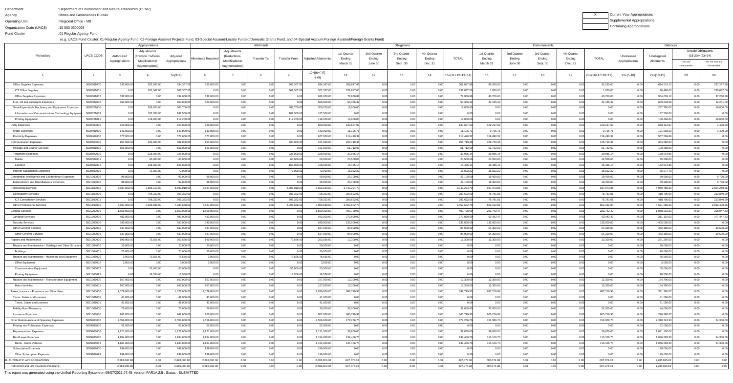Department : Department of Environment and Natural Resources (DENR)
Agency : Mines and Geosciences Bureau
Operating Unit : Regional Office - VIII
Organization Code (UACS) : 10 003 0300008
Fund Cluster : 01 Regular Agency Fund

(e.g. UACS Fund Cluster: 01-Regular Agency Fund, 02-Foreign Assisted Projects Fund, 03-Special Account-Locally Funded/Domestic Grants Fund, and 04-Special Account-Foreign Assisted/Foreign Grants Fund)

| X | Current Year Appropriations |
|---|---|
| | Supplemental Appropriations |
| | Continuing Appropriations |

| Particulars | UACS CODE | Appropriations | | | Allotments | | | | | Obligations | | | | | Disbursements | | | | | Balances | | | |
|---|---|---|---|---|---|---|---|---|---|---|---|---|---|---|---|---|---|---|---|---|---|---|---|
| | | Authorized Appropriations | Adjustments (Transfer To/From, Modifications/ Augmentations) | Adjusted Appropriations | Allotments Received | Adjustments (Reductions, Modifications/ Augmentations) | Transfer To | Transfer From | Adjusted Allotments | 1st Quarter Ending March 31 | 2nd Quarter Ending June 30 | 3rd Quarter Ending Sept. 30 | 4th Quarter Ending Dec. 31 | TOTAL | 1st Quarter Ending March 31 | 2nd Quarter Ending June 30 | 3rd Quarter Ending Sept. 30 | 4th Quarter Ending Dec. 31 | TOTAL | Unreleased Appropriations | Unobligated Allotments | Unpaid Obligations (15-20)=(23+24) Due and Demandable | Not Yet Due and Demandable |
| 1 | 2 | 3 | 4 | 5=(3+4) | 6 | 7 | 8 | 9 | 10=[{6+(-)7}-8+9] | 11 | 12 | 13 | 14 | 15=(11+12+13+14) | 16 | 17 | 18 | 19 | 20=(16+17+18+19) | 21=(5-10) | 22=(10-15) | 23 | 24 |
| Office Supplies Expenses | 5020301000 | 632,000.00 | 302,367.00 | 934,367.00 | 632,000.00 | 0.00 | 0.00 | 302,367.00 | 934,367.00 | 309,847.88 | 0.00 | 0.00 | 0.00 | 309,847.88 | 42,550.00 | 0.00 | 0.00 | 0.00 | 42,550.00 | 0.00 | 624,519.12 | 0.00 | 267,297.88 |
| ICT Office Supplies | 5020301001 | 0.00 | 302,367.00 | 302,367.00 | 0.00 | 0.00 | 0.00 | 302,367.00 | 302,367.00 | 231,887.00 | 0.00 | 0.00 | 0.00 | 231,887.00 | 1,850.00 | 0.00 | 0.00 | 0.00 | 1,850.00 | 0.00 | 70,480.00 | 0.00 | 230,037.00 |
| Office Supplies Expenses | 5020301002 | 632,000.00 | 0.00 | 632,000.00 | 632,000.00 | 0.00 | 0.00 | 0.00 | 632,000.00 | 77,960.88 | 0.00 | 0.00 | 0.00 | 77,960.88 | 40,700.00 | 0.00 | 0.00 | 0.00 | 40,700.00 | 0.00 | 554,039.12 | 0.00 | 37,260.88 |
| Fuel, Oil and Lubricants Expenses | 5020309000 | 663,000.00 | 0.00 | 663,000.00 | 663,000.00 | 0.00 | 0.00 | 0.00 | 663,000.00 | 53,366.42 | 0.00 | 0.00 | 0.00 | 53,366.42 | 41,165.42 | 0.00 | 0.00 | 0.00 | 41,165.42 | 0.00 | 609,633.58 | 0.00 | 12,201.00 |
| Semi-Expendable Machinery and Equipment Expenses | 5020321000 | 0.00 | 306,700.00 | 306,700.00 | 0.00 | 0.00 | 0.00 | 306,700.00 | 306,700.00 | 19,000.00 | 0.00 | 0.00 | 0.00 | 19,000.00 | 0.00 | 0.00 | 0.00 | 0.00 | 0.00 | 0.00 | 287,700.00 | 0.00 | 19,000.00 |
| Information and Communications Technology Equipment | 5020321003 | 0.00 | 187,500.00 | 187,500.00 | 0.00 | 0.00 | 0.00 | 187,500.00 | 187,500.00 | 0.00 | 0.00 | 0.00 | 0.00 | 0.00 | 0.00 | 0.00 | 0.00 | 0.00 | 0.00 | 0.00 | 187,500.00 | 0.00 | 0.00 |
| Printing Equipment | 5020321011 | 0.00 | 119,200.00 | 119,200.00 | 0.00 | 0.00 | 0.00 | 119,200.00 | 119,200.00 | 19,000.00 | 0.00 | 0.00 | 0.00 | 19,000.00 | 0.00 | 0.00 | 0.00 | 0.00 | 0.00 | 0.00 | 100,200.00 | 0.00 | 19,000.00 |
| Utility Expenses | 5020400000 | 820,000.00 | 0.00 | 820,000.00 | 820,000.00 | 0.00 | 0.00 | 0.00 | 820,000.00 | 130,687.03 | 0.00 | 0.00 | 0.00 | 130,687.03 | 129,217.03 | 0.00 | 0.00 | 0.00 | 129,217.03 | 0.00 | 689,312.97 | 0.00 | 1,470.00 |
| Water Expenses | 5020401000 | 143,000.00 | 0.00 | 143,000.00 | 143,000.00 | 0.00 | 0.00 | 0.00 | 143,000.00 | 11,196.71 | 0.00 | 0.00 | 0.00 | 11,196.71 | 9,726.71 | 0.00 | 0.00 | 0.00 | 9,726.71 | 0.00 | 131,803.29 | 0.00 | 1,470.00 |
| Electricity Expenses | 5020402000 | 677,000.00 | 0.00 | 677,000.00 | 677,000.00 | 0.00 | 0.00 | 0.00 | 677,000.00 | 119,490.32 | 0.00 | 0.00 | 0.00 | 119,490.32 | 119,490.32 | 0.00 | 0.00 | 0.00 | 119,490.32 | 0.00 | 557,509.68 | 0.00 | 0.00 |
| Communication Expenses | 5020500000 | 161,000.00 | 300,000.00 | 461,000.00 | 161,000.00 | 0.00 | 0.00 | 300,000.00 | 461,000.00 | 106,719.36 | 0.00 | 0.00 | 0.00 | 106,719.36 | 106,719.36 | 0.00 | 0.00 | 0.00 | 106,719.36 | 0.00 | 354,280.64 | 0.00 | 0.00 |
| Postage and Courier Services | 5020501000 | 161,000.00 | 0.00 | 161,000.00 | 161,000.00 | 0.00 | 0.00 | 0.00 | 161,000.00 | 51,712.00 | 0.00 | 0.00 | 0.00 | 51,712.00 | 51,712.00 | 0.00 | 0.00 | 0.00 | 51,712.00 | 0.00 | 109,288.00 | 0.00 | 0.00 |
| Telephone Expenses | 5020502000 | 0.00 | 228,000.00 | 228,000.00 | 0.00 | 0.00 | 0.00 | 228,000.00 | 228,000.00 | 39,985.14 | 0.00 | 0.00 | 0.00 | 39,985.14 | 39,985.14 | 0.00 | 0.00 | 0.00 | 39,985.14 | 0.00 | 188,014.86 | 0.00 | 0.00 |
| Mobile | 5020502001 | 0.00 | 60,000.00 | 60,000.00 | 0.00 | 0.00 | 0.00 | 60,000.00 | 60,000.00 | 24,500.00 | 0.00 | 0.00 | 0.00 | 24,500.00 | 24,500.00 | 0.00 | 0.00 | 0.00 | 24,500.00 | 0.00 | 35,500.00 | 0.00 | 0.00 |
| Landline | 5020502002 | 0.00 | 168,000.00 | 168,000.00 | 0.00 | 0.00 | 0.00 | 168,000.00 | 168,000.00 | 15,485.14 | 0.00 | 0.00 | 0.00 | 15,485.14 | 15,485.14 | 0.00 | 0.00 | 0.00 | 15,485.14 | 0.00 | 152,514.86 | 0.00 | 0.00 |
| Internet Subscription Expenses | 5020503000 | 0.00 | 72,000.00 | 72,000.00 | 0.00 | 0.00 | 0.00 | 72,000.00 | 72,000.00 | 15,022.22 | 0.00 | 0.00 | 0.00 | 15,022.22 | 15,022.22 | 0.00 | 0.00 | 0.00 | 15,022.22 | 0.00 | 56,977.78 | 0.00 | 0.00 |
| Confidential, Intelligence and Extraordinary Expenses | 5021000000 | 99,000.00 | 0.00 | 99,000.00 | 99,000.00 | 0.00 | 0.00 | 0.00 | 99,000.00 | 29,100.00 | 0.00 | 0.00 | 0.00 | 29,100.00 | 19,400.00 | 0.00 | 0.00 | 0.00 | 19,400.00 | 0.00 | 69,900.00 | 0.00 | 9,700.00 |
| Extraordinary and Miscellaneous Expenses | 5021003000 | 99,000.00 | 0.00 | 99,000.00 | 99,000.00 | 0.00 | 0.00 | 0.00 | 99,000.00 | 29,100.00 | 0.00 | 0.00 | 0.00 | 29,100.00 | 19,400.00 | 0.00 | 0.00 | 0.00 | 19,400.00 | 0.00 | 69,900.00 | 0.00 | 9,700.00 |
| Professional Services | 5021100000 | 5,887,000.00 | 2,805,010.00 | 8,692,010.00 | 5,887,000.00 | 0.00 | 0.00 | 2,805,010.00 | 8,692,010.00 | 3,742,224.70 | 0.00 | 0.00 | 0.00 | 3,742,224.70 | 937,973.85 | 0.00 | 0.00 | 0.00 | 937,973.85 | 0.00 | 4,949,785.30 | 0.00 | 2,804,250.85 |
| Consultancy Services | 5021103000 | 0.00 | 708,322.00 | 708,322.00 | 0.00 | 0.00 | 0.00 | 708,322.00 | 708,322.00 | 289,622.00 | 0.00 | 0.00 | 0.00 | 289,622.00 | 75,781.01 | 0.00 | 0.00 | 0.00 | 75,781.01 | 0.00 | 418,700.00 | 0.00 | 213,840.99 |
| ICT Consultancy Services | 5021103001 | 0.00 | 708,322.00 | 708,322.00 | 0.00 | 0.00 | 0.00 | 708,322.00 | 708,322.00 | 289,622.00 | 0.00 | 0.00 | 0.00 | 289,622.00 | 75,781.01 | 0.00 | 0.00 | 0.00 | 75,781.01 | 0.00 | 418,700.00 | 0.00 | 213,840.99 |
| Other Professional Services | 5021199000 | 5,887,000.00 | 2,096,688.00 | 7,983,688.00 | 5,887,000.00 | 0.00 | 0.00 | 2,096,688.00 | 7,983,688.00 | 3,452,602.70 | 0.00 | 0.00 | 0.00 | 3,452,602.70 | 862,192.84 | 0.00 | 0.00 | 0.00 | 862,192.84 | 0.00 | 4,531,085.30 | 0.00 | 2,590,409.86 |
| General Services | 5021200000 | 1,559,000.00 | 0.00 | 1,559,000.00 | 1,559,000.00 | 0.00 | 0.00 | 0.00 | 1,559,000.00 | 490,790.00 | 0.00 | 0.00 | 0.00 | 490,790.00 | 282,742.47 | 0.00 | 0.00 | 0.00 | 282,742.47 | 0.00 | 1,068,210.00 | 0.00 | 208,047.53 |
| Janitorial Services | 5021202000 | 482,000.00 | 0.00 | 482,000.00 | 482,000.00 | 0.00 | 0.00 | 0.00 | 482,000.00 | 270,890.00 | 0.00 | 0.00 | 0.00 | 270,890.00 | 93,442.47 | 0.00 | 0.00 | 0.00 | 93,442.47 | 0.00 | 211,110.00 | 0.00 | 177,447.53 |
| Security Services | 5021203000 | 540,000.00 | 0.00 | 540,000.00 | 540,000.00 | 0.00 | 0.00 | 0.00 | 540,000.00 | 135,000.00 | 0.00 | 0.00 | 0.00 | 135,000.00 | 135,000.00 | 0.00 | 0.00 | 0.00 | 135,000.00 | 0.00 | 405,000.00 | 0.00 | 0.00 |
| Other General Services | 5021299000 | 537,000.00 | 0.00 | 537,000.00 | 537,000.00 | 0.00 | 0.00 | 0.00 | 537,000.00 | 84,900.00 | 0.00 | 0.00 | 0.00 | 84,900.00 | 54,300.00 | 0.00 | 0.00 | 0.00 | 54,300.00 | 0.00 | 452,100.00 | 0.00 | 30,600.00 |
| Other General Services | 5021299099 | 537,000.00 | 0.00 | 537,000.00 | 537,000.00 | 0.00 | 0.00 | 0.00 | 537,000.00 | 84,900.00 | 0.00 | 0.00 | 0.00 | 84,900.00 | 54,300.00 | 0.00 | 0.00 | 0.00 | 54,300.00 | 0.00 | 452,100.00 | 0.00 | 30,600.00 |
| Repairs and Maintenance | 5021300000 | 190,000.00 | 73,556.00 | 263,556.00 | 190,000.00 | 0.00 | 0.00 | 73,556.00 | 263,556.00 | 12,300.00 | 0.00 | 0.00 | 0.00 | 12,300.00 | 12,300.00 | 0.00 | 0.00 | 0.00 | 12,300.00 | 0.00 | 251,256.00 | 0.00 | 0.00 |
| Repairs and Maintenance - Buildings and Other Structures | 5021304000 | 20,000.00 | 0.00 | 20,000.00 | 20,000.00 | 0.00 | 0.00 | 0.00 | 20,000.00 | 0.00 | 0.00 | 0.00 | 0.00 | 0.00 | 0.00 | 0.00 | 0.00 | 0.00 | 0.00 | 0.00 | 20,000.00 | 0.00 | 0.00 |
| Buildings | 5021304001 | 20,000.00 | 0.00 | 20,000.00 | 20,000.00 | 0.00 | 0.00 | 0.00 | 20,000.00 | 0.00 | 0.00 | 0.00 | 0.00 | 0.00 | 0.00 | 0.00 | 0.00 | 0.00 | 0.00 | 0.00 | 20,000.00 | 0.00 | 0.00 |
| Repairs and Maintenance - Machinery and Equipment | 5021305000 | 3,000.00 | 73,556.00 | 76,556.00 | 3,000.00 | 0.00 | 0.00 | 73,556.00 | 76,556.00 | 0.00 | 0.00 | 0.00 | 0.00 | 0.00 | 0.00 | 0.00 | 0.00 | 0.00 | 0.00 | 0.00 | 76,556.00 | 0.00 | 0.00 |
| Office Equipment | 5021305002 | 3,000.00 | 0.00 | 3,000.00 | 3,000.00 | 0.00 | 0.00 | 0.00 | 3,000.00 | 0.00 | 0.00 | 0.00 | 0.00 | 0.00 | 0.00 | 0.00 | 0.00 | 0.00 | 0.00 | 0.00 | 3,000.00 | 0.00 | 0.00 |
| Communication Equipment | 5021305007 | 0.00 | 55,000.00 | 55,000.00 | 0.00 | 0.00 | 0.00 | 55,000.00 | 55,000.00 | 0.00 | 0.00 | 0.00 | 0.00 | 0.00 | 0.00 | 0.00 | 0.00 | 0.00 | 0.00 | 0.00 | 55,000.00 | 0.00 | 0.00 |
| Printing Equipment | 5021305012 | 0.00 | 18,556.00 | 18,556.00 | 0.00 | 0.00 | 0.00 | 18,556.00 | 18,556.00 | 0.00 | 0.00 | 0.00 | 0.00 | 0.00 | 0.00 | 0.00 | 0.00 | 0.00 | 0.00 | 0.00 | 18,556.00 | 0.00 | 0.00 |
| Repairs and Maintenance - Transportation Equipment | 5021306000 | 167,000.00 | 0.00 | 167,000.00 | 167,000.00 | 0.00 | 0.00 | 0.00 | 167,000.00 | 12,300.00 | 0.00 | 0.00 | 0.00 | 12,300.00 | 12,300.00 | 0.00 | 0.00 | 0.00 | 12,300.00 | 0.00 | 154,700.00 | 0.00 | 0.00 |
| Motor Vehicles | 5021306001 | 167,000.00 | 0.00 | 167,000.00 | 167,000.00 | 0.00 | 0.00 | 0.00 | 167,000.00 | 12,300.00 | 0.00 | 0.00 | 0.00 | 12,300.00 | 12,300.00 | 0.00 | 0.00 | 0.00 | 12,300.00 | 0.00 | 154,700.00 | 0.00 | 0.00 |
| Taxes, Insurance Premiums and Other Fees | 5021500000 | 1,079,000.00 | 0.00 | 1,079,000.00 | 1,079,000.00 | 0.00 | 0.00 | 0.00 | 1,079,000.00 | 697,719.93 | 0.00 | 0.00 | 0.00 | 697,719.93 | 697,719.93 | 0.00 | 0.00 | 0.00 | 697,719.93 | 0.00 | 381,280.07 | 0.00 | 0.00 |
| Taxes, Duties and Licenses | 5021501000 | 41,000.00 | 0.00 | 41,000.00 | 41,000.00 | 0.00 | 0.00 | 0.00 | 41,000.00 | 0.00 | 0.00 | 0.00 | 0.00 | 0.00 | 0.00 | 0.00 | 0.00 | 0.00 | 0.00 | 0.00 | 41,000.00 | 0.00 | 0.00 |
| Taxes, Duties and Licenses | 5021501001 | 41,000.00 | 0.00 | 41,000.00 | 41,000.00 | 0.00 | 0.00 | 0.00 | 41,000.00 | 0.00 | 0.00 | 0.00 | 0.00 | 0.00 | 0.00 | 0.00 | 0.00 | 0.00 | 0.00 | 0.00 | 41,000.00 | 0.00 | 0.00 |
| Fidelity Bond Premiums | 5021502000 | 76,000.00 | 0.00 | 76,000.00 | 76,000.00 | 0.00 | 0.00 | 0.00 | 76,000.00 | 32,000.00 | 0.00 | 0.00 | 0.00 | 32,000.00 | 32,000.00 | 0.00 | 0.00 | 0.00 | 32,000.00 | 0.00 | 44,000.00 | 0.00 | 0.00 |
| Insurance Expenses | 5021503000 | 962,000.00 | 0.00 | 962,000.00 | 962,000.00 | 0.00 | 0.00 | 0.00 | 962,000.00 | 665,719.93 | 0.00 | 0.00 | 0.00 | 665,719.93 | 665,719.93 | 0.00 | 0.00 | 0.00 | 665,719.93 | 0.00 | 296,280.07 | 0.00 | 0.00 |
| Other Maintenance and Operating Expenses | 5029900000 | 2,556,000.00 | 0.00 | 2,556,000.00 | 2,556,000.00 | 0.00 | 0.00 | 0.00 | 2,556,000.00 | 177,256.70 | 0.00 | 0.00 | 0.00 | 177,256.70 | 152,956.70 | 0.00 | 0.00 | 0.00 | 152,956.70 | 0.00 | 2,378,743.30 | 0.00 | 24,300.00 |
| Printing and Publication Expenses | 5029902000 | 52,000.00 | 0.00 | 52,000.00 | 52,000.00 | 0.00 | 0.00 | 0.00 | 52,000.00 | 0.00 | 0.00 | 0.00 | 0.00 | 0.00 | 0.00 | 0.00 | 0.00 | 0.00 | 0.00 | 0.00 | 52,000.00 | 0.00 | 0.00 |
| Representation Expenses | 5029903000 | 1,121,000.00 | 0.00 | 1,121,000.00 | 1,121,000.00 | 0.00 | 0.00 | 0.00 | 1,121,000.00 | 39,850.00 | 0.00 | 0.00 | 0.00 | 39,850.00 | 39,850.00 | 0.00 | 0.00 | 0.00 | 39,850.00 | 0.00 | 1,081,150.00 | 0.00 | 0.00 |
| Rent/Lease Expenses | 5029905000 | 1,184,000.00 | 0.00 | 1,184,000.00 | 1,184,000.00 | 0.00 | 0.00 | 0.00 | 1,184,000.00 | 137,406.70 | 0.00 | 0.00 | 0.00 | 137,406.70 | 113,106.70 | 0.00 | 0.00 | 0.00 | 113,106.70 | 0.00 | 1,046,593.30 | 0.00 | 24,300.00 |
| Rents - Motor Vehicles | 5029905003 | 1,184,000.00 | 0.00 | 1,184,000.00 | 1,184,000.00 | 0.00 | 0.00 | 0.00 | 1,184,000.00 | 137,406.70 | 0.00 | 0.00 | 0.00 | 137,406.70 | 113,106.70 | 0.00 | 0.00 | 0.00 | 113,106.70 | 0.00 | 1,046,593.30 | 0.00 | 24,300.00 |
| Subscription Expenses | 5029907000 | 199,000.00 | 0.00 | 199,000.00 | 199,000.00 | 0.00 | 0.00 | 0.00 | 199,000.00 | 0.00 | 0.00 | 0.00 | 0.00 | 0.00 | 0.00 | 0.00 | 0.00 | 0.00 | 0.00 | 0.00 | 199,000.00 | 0.00 | 0.00 |
| Other Subscription Expenses | 5029907099 | 199,000.00 | 0.00 | 199,000.00 | 199,000.00 | 0.00 | 0.00 | 0.00 | 199,000.00 | 0.00 | 0.00 | 0.00 | 0.00 | 0.00 | 0.00 | 0.00 | 0.00 | 0.00 | 0.00 | 0.00 | 199,000.00 | 0.00 | 0.00 |
| B. AUTOMATIC APPROPRIATIONS | | 2,683,000.00 | 0.00 | 2,683,000.00 | 2,683,000.00 | 0.00 | 0.00 | 0.00 | 2,683,000.00 | 697,074.38 | 0.00 | 0.00 | 0.00 | 697,074.38 | 697,074.38 | 0.00 | 0.00 | 0.00 | 697,074.38 | 0.00 | 1,985,925.62 | 0.00 | 0.00 |
| Retirement and Life Insurance Premiums | | 2,683,000.00 | 0.00 | 2,683,000.00 | 2,683,000.00 | 0.00 | 0.00 | 0.00 | 2,683,000.00 | 697,074.38 | 0.00 | 0.00 | 0.00 | 697,074.38 | 697,074.38 | 0.00 | 0.00 | 0.00 | 697,074.38 | 0.00 | 1,985,925.62 | 0.00 | 0.00 |

This report was generated using the Unified Reporting System on 09/07/2021 07:48 version.FAR1A.2.5 ; Status : SUBMITTED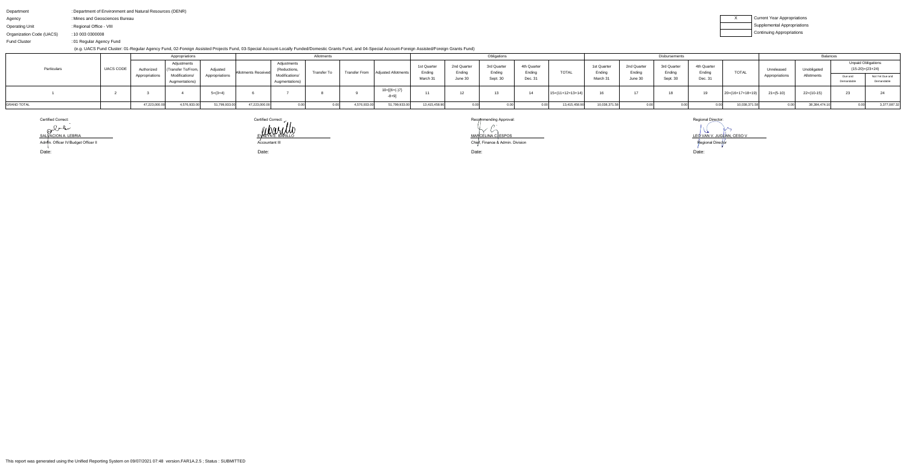Department : Department of Environment and Natural Resources (DENR)
Agency : Mines and Geosciences Bureau
Operating Unit : Regional Office - VIII
Organization Code (UACS) : 10 003 0300008
Fund Cluster : 01 Regular Agency Fund
(e.g. UACS Fund Cluster: 01-Regular Agency Fund, 02-Foreign Assisted Projects Fund, 03-Special Account-Locally Funded/Domestic Grants Fund, and 04-Special Account-Foreign Assisted/Foreign Grants Fund)

| X | Current Year Appropriations |
|---|---|
| | Supplemental Appropriations |
| | Continuing Appropriations |

| Particulars | UACS CODE | Appropriations | | | Allotments | | | | | Obligations | | | | | Disbursements | | | | | Balances | | | |
|---|---|---|---|---|---|---|---|---|---|---|---|---|---|---|---|---|---|---|---|---|---|---|---|
| | | Authorized Appropriations | Adjustments (Transfer To/From, Modifications/ Augmentations) | Adjusted Appropriations | Allotments Received | Adjustments (Reductions, Modifications/ Augmentations) | Transfer To | Transfer From | Adjusted Allotments | 1st Quarter Ending March 31 | 2nd Quarter Ending June 30 | 3rd Quarter Ending Sept. 30 | 4th Quarter Ending Dec. 31 | TOTAL | 1st Quarter Ending March 31 | 2nd Quarter Ending June 30 | 3rd Quarter Ending Sept. 30 | 4th Quarter Ending Dec. 31 | TOTAL | Unreleased Appropriations | Unobligated Allotments | Unpaid Obligations (15-20)=(23+24) Due and Demandable | Not Yet Due and Demandable |
| 1 | 2 | 3 | 4 | 5=(3+4) | 6 | 7 | 8 | 9 | 10=[(6+(-)7) -8+9] | 11 | 12 | 13 | 14 | 15=(11+12+13+14) | 16 | 17 | 18 | 19 | 20=(16+17+18+19) | 21=(5-10) | 22=(10-15) | 23 | 24 |
| GRAND TOTAL | | 47,223,000.00 | 4,576,933.00 | 51,799,933.00 | 47,223,000.00 | 0.00 | 0.00 | 4,576,933.00 | 51,799,933.00 | 13,415,458.90 | 0.00 | 0.00 | 0.00 | 13,415,458.90 | 10,038,371.58 | 0.00 | 0.00 | 0.00 | 10,038,371.58 | 0.00 | 38,384,474.10 | 0.00 | 3,377,087.32 |

Certified Correct:
SALVACION A. LEBRIA
Admin. Officer IV/Budget Officer II
Date:

Certified Correct:
EVALYN E. BARILLO
Accountant III
Date:

Recommending Approval:
MARCELINA C. ESPOS
Chief, Finance & Admin. Division
Date:

Regional Director:
LEO VAN V. JUGUAN, CESO V
Regional Director
Date:

This report was generated using the Unified Reporting System on 09/07/2021 07:48 version.FAR1A.2.5 ; Status : SUBMITTED